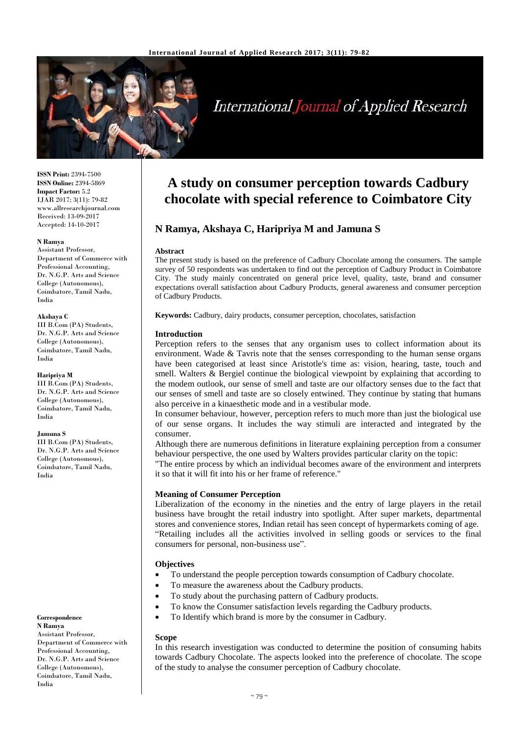# A study on consumer perception towards Cadbury chocolate with special reference to Coimbatore City

**N Ramya, Akshaya C, Haripriya M and Jamuna S**

**ISSN Print:** 2394-7500
**ISSN Online:** 2394-5869
**Impact Factor:** 5.2
IJAR 2017; 3(11): 79-82
www.allresearchjournal.com
Received: 13-09-2017
Accepted: 14-10-2017

**N Ramya**
Assistant Professor, Department of Commerce with Professional Accounting, Dr. N.G.P. Arts and Science College (Autonomous), Coimbatore, Tamil Nadu, India

**Akshaya C**
III B.Com (PA) Students, Dr. N.G.P. Arts and Science College (Autonomous), Coimbatore, Tamil Nadu, India

**Haripriya M**
III B.Com (PA) Students, Dr. N.G.P. Arts and Science College (Autonomous), Coimbatore, Tamil Nadu, India

**Jamuna S**
III B.Com (PA) Students, Dr. N.G.P. Arts and Science College (Autonomous), Coimbatore, Tamil Nadu, India

**Correspondence**
**N Ramya**
Assistant Professor, Department of Commerce with Professional Accounting, Dr. N.G.P. Arts and Science College (Autonomous), Coimbatore, Tamil Nadu, India

## Abstract

The present study is based on the preference of Cadbury Chocolate among the consumers. The sample survey of 50 respondents was undertaken to find out the perception of Cadbury Product in Coimbatore City. The study mainly concentrated on general price level, quality, taste, brand and consumer expectations overall satisfaction about Cadbury Products, general awareness and consumer perception of Cadbury Products.

**Keywords:** Cadbury, dairy products, consumer perception, chocolates, satisfaction

## Introduction

Perception refers to the senses that any organism uses to collect information about its environment. Wade & Tavris note that the senses corresponding to the human sense organs have been categorised at least since Aristotle's time as: vision, hearing, taste, touch and smell. Walters & Bergiel continue the biological viewpoint by explaining that according to the modem outlook, our sense of smell and taste are our olfactory senses due to the fact that our senses of smell and taste are so closely entwined. They continue by stating that humans also perceive in a kinaesthetic mode and in a vestibular mode.

In consumer behaviour, however, perception refers to much more than just the biological use of our sense organs. It includes the way stimuli are interacted and integrated by the consumer.

Although there are numerous definitions in literature explaining perception from a consumer behaviour perspective, the one used by Walters provides particular clarity on the topic:

"The entire process by which an individual becomes aware of the environment and interprets it so that it will fit into his or her frame of reference."

## Meaning of Consumer Perception

Liberalization of the economy in the nineties and the entry of large players in the retail business have brought the retail industry into spotlight. After super markets, departmental stores and convenience stores, Indian retail has seen concept of hypermarkets coming of age.

"Retailing includes all the activities involved in selling goods or services to the final consumers for personal, non-business use".

## Objectives

- To understand the people perception towards consumption of Cadbury chocolate.
- To measure the awareness about the Cadbury products.
- To study about the purchasing pattern of Cadbury products.
- To know the Consumer satisfaction levels regarding the Cadbury products.
- To Identify which brand is more by the consumer in Cadbury.

## Scope

In this research investigation was conducted to determine the position of consuming habits towards Cadbury Chocolate. The aspects looked into the preference of chocolate. The scope of the study to analyse the consumer perception of Cadbury chocolate.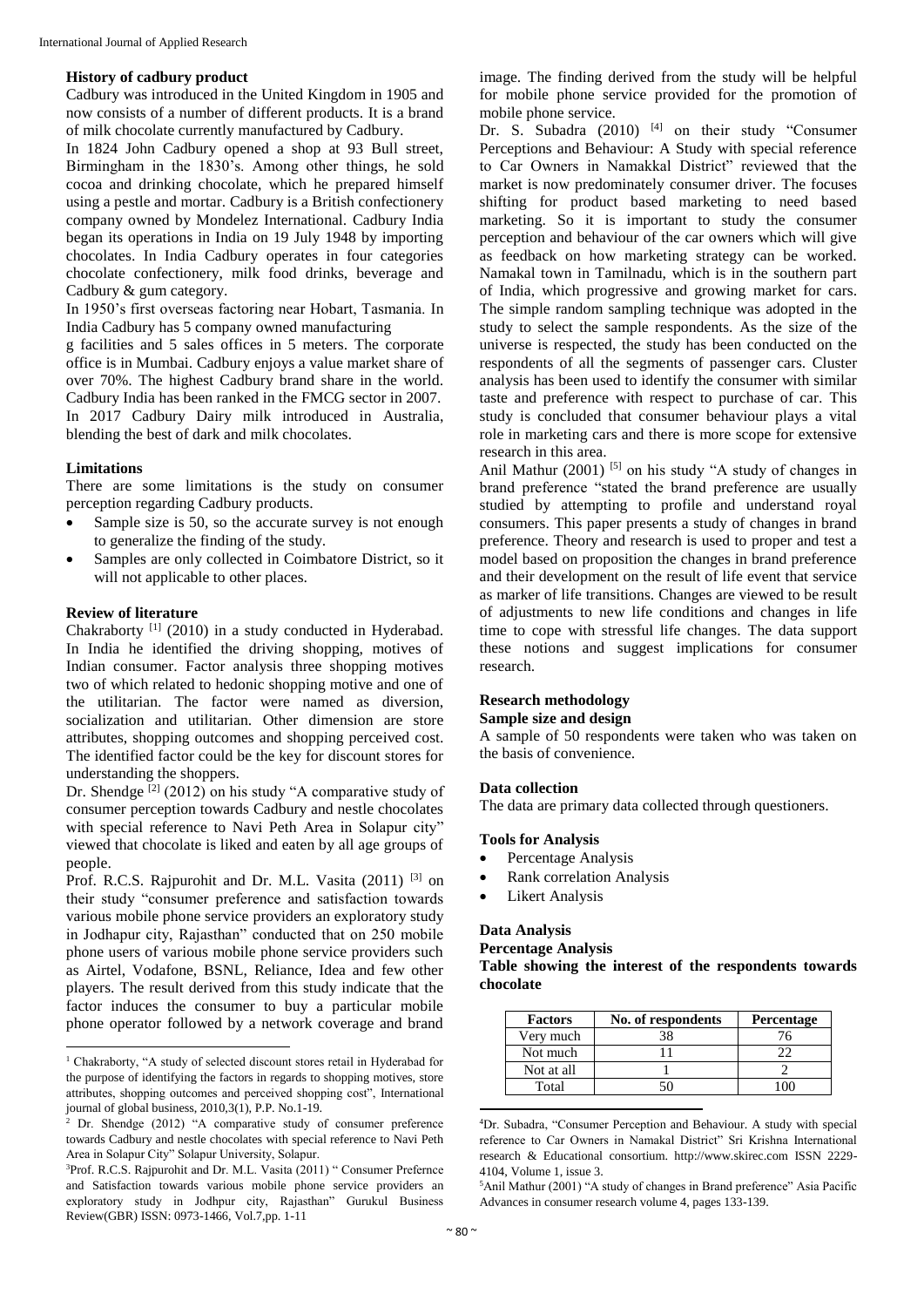### History of cadbury product

Cadbury was introduced in the United Kingdom in 1905 and now consists of a number of different products. It is a brand of milk chocolate currently manufactured by Cadbury.

In 1824 John Cadbury opened a shop at 93 Bull street, Birmingham in the 1830's. Among other things, he sold cocoa and drinking chocolate, which he prepared himself using a pestle and mortar. Cadbury is a British confectionery company owned by Mondelez International. Cadbury India began its operations in India on 19 July 1948 by importing chocolates. In India Cadbury operates in four categories chocolate confectionery, milk food drinks, beverage and Cadbury & gum category.

In 1950's first overseas factoring near Hobart, Tasmania. In India Cadbury has 5 company owned manufacturing

g facilities and 5 sales offices in 5 meters. The corporate office is in Mumbai. Cadbury enjoys a value market share of over 70%. The highest Cadbury brand share in the world. Cadbury India has been ranked in the FMCG sector in 2007. In 2017 Cadbury Dairy milk introduced in Australia, blending the best of dark and milk chocolates.

### Limitations

There are some limitations is the study on consumer perception regarding Cadbury products.

- Sample size is 50, so the accurate survey is not enough to generalize the finding of the study.
- Samples are only collected in Coimbatore District, so it will not applicable to other places.

### Review of literature

Chakraborty [1] (2010) in a study conducted in Hyderabad. In India he identified the driving shopping, motives of Indian consumer. Factor analysis three shopping motives two of which related to hedonic shopping motive and one of the utilitarian. The factor were named as diversion, socialization and utilitarian. Other dimension are store attributes, shopping outcomes and shopping perceived cost. The identified factor could be the key for discount stores for understanding the shoppers.

Dr. Shendge [2] (2012) on his study "A comparative study of consumer perception towards Cadbury and nestle chocolates with special reference to Navi Peth Area in Solapur city" viewed that chocolate is liked and eaten by all age groups of people.

Prof. R.C.S. Rajpurohit and Dr. M.L. Vasita (2011) [3] on their study "consumer preference and satisfaction towards various mobile phone service providers an exploratory study in Jodhapur city, Rajasthan" conducted that on 250 mobile phone users of various mobile phone service providers such as Airtel, Vodafone, BSNL, Reliance, Idea and few other players. The result derived from this study indicate that the factor induces the consumer to buy a particular mobile phone operator followed by a network coverage and brand image. The finding derived from the study will be helpful for mobile phone service provided for the promotion of mobile phone service.

Dr. S. Subadra (2010) [4] on their study "Consumer Perceptions and Behaviour: A Study with special reference to Car Owners in Namakkal District" reviewed that the market is now predominately consumer driver. The focuses shifting for product based marketing to need based marketing. So it is important to study the consumer perception and behaviour of the car owners which will give as feedback on how marketing strategy can be worked. Namakal town in Tamilnadu, which is in the southern part of India, which progressive and growing market for cars. The simple random sampling technique was adopted in the study to select the sample respondents. As the size of the universe is respected, the study has been conducted on the respondents of all the segments of passenger cars. Cluster analysis has been used to identify the consumer with similar taste and preference with respect to purchase of car. This study is concluded that consumer behaviour plays a vital role in marketing cars and there is more scope for extensive research in this area.

Anil Mathur (2001) [5] on his study "A study of changes in brand preference "stated the brand preference are usually studied by attempting to profile and understand royal consumers. This paper presents a study of changes in brand preference. Theory and research is used to proper and test a model based on proposition the changes in brand preference and their development on the result of life event that service as marker of life transitions. Changes are viewed to be result of adjustments to new life conditions and changes in life time to cope with stressful life changes. The data support these notions and suggest implications for consumer research.

### Research methodology

#### Sample size and design

A sample of 50 respondents were taken who was taken on the basis of convenience.

#### Data collection

The data are primary data collected through questioners.

#### Tools for Analysis

- Percentage Analysis
- Rank correlation Analysis
- Likert Analysis

### Data Analysis

#### Percentage Analysis

**Table showing the interest of the respondents towards chocolate**

| Factors | No. of respondents | Percentage |
|---|---|---|
| Very much | 38 | 76 |
| Not much | 11 | 22 |
| Not at all | 1 | 2 |
| Total | 50 | 100 |

---

[1] Chakraborty, "A study of selected discount stores retail in Hyderabad for the purpose of identifying the factors in regards to shopping motives, store attributes, shopping outcomes and perceived shopping cost", International journal of global business, 2010,3(1), P.P. No.1-19.

[2] Dr. Shendge (2012) "A comparative study of consumer preference towards Cadbury and nestle chocolates with special reference to Navi Peth Area in Solapur City" Solapur University, Solapur.

[3] Prof. R.C.S. Rajpurohit and Dr. M.L. Vasita (2011) " Consumer Prefernce and Satisfaction towards various mobile phone service providers an exploratory study in Jodhpur city, Rajasthan" Gurukul Business Review(GBR) ISSN: 0973-1466, Vol.7,pp. 1-11

[4] Dr. Subadra, "Consumer Perception and Behaviour. A study with special reference to Car Owners in Namakal District" Sri Krishna International research & Educational consortium. http://www.skirec.com ISSN 2229-4104, Volume 1, issue 3.

[5] Anil Mathur (2001) "A study of changes in Brand preference" Asia Pacific Advances in consumer research volume 4, pages 133-139.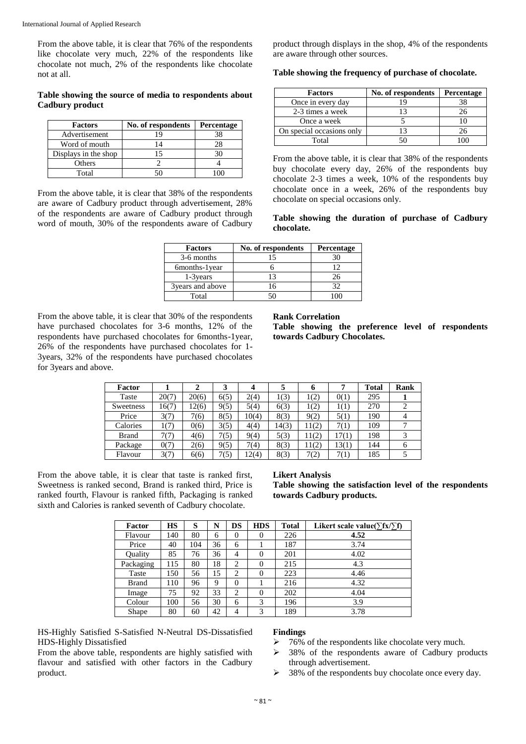From the above table, it is clear that 76% of the respondents like chocolate very much, 22% of the respondents like chocolate not much, 2% of the respondents like chocolate not at all.

**Table showing the source of media to respondents about Cadbury product**

| Factors | No. of respondents | Percentage |
|---|---|---|
| Advertisement | 19 | 38 |
| Word of mouth | 14 | 28 |
| Displays in the shop | 15 | 30 |
| Others | 2 | 4 |
| Total | 50 | 100 |

From the above table, it is clear that 38% of the respondents are aware of Cadbury product through advertisement, 28% of the respondents are aware of Cadbury product through word of mouth, 30% of the respondents aware of Cadbury product through displays in the shop, 4% of the respondents are aware through other sources.

**Table showing the frequency of purchase of chocolate.**

| Factors | No. of respondents | Percentage |
|---|---|---|
| Once in every day | 19 | 38 |
| 2-3 times a week | 13 | 26 |
| Once a week | 5 | 10 |
| On special occasions only | 13 | 26 |
| Total | 50 | 100 |

From the above table, it is clear that 38% of the respondents buy chocolate every day, 26% of the respondents buy chocolate 2-3 times a week, 10% of the respondents buy chocolate once in a week, 26% of the respondents buy chocolate on special occasions only.

**Table showing the duration of purchase of Cadbury chocolate.**

| Factors | No. of respondents | Percentage |
|---|---|---|
| 3-6 months | 15 | 30 |
| 6months-1year | 6 | 12 |
| 1-3years | 13 | 26 |
| 3years and above | 16 | 32 |
| Total | 50 | 100 |

From the above table, it is clear that 30% of the respondents have purchased chocolates for 3-6 months, 12% of the respondents have purchased chocolates for 6months-1year, 26% of the respondents have purchased chocolates for 1-3years, 32% of the respondents have purchased chocolates for 3years and above.

**Rank Correlation**

**Table showing the preference level of respondents towards Cadbury Chocolates.**

| Factor | 1 | 2 | 3 | 4 | 5 | 6 | 7 | Total | Rank |
|---|---|---|---|---|---|---|---|---|---|
| Taste | 20(7) | 20(6) | 6(5) | 2(4) | 1(3) | 1(2) | 0(1) | 295 | **1** |
| Sweetness | 16(7) | 12(6) | 9(5) | 5(4) | 6(3) | 1(2) | 1(1) | 270 | 2 |
| Price | 3(7) | 7(6) | 8(5) | 10(4) | 8(3) | 9(2) | 5(1) | 190 | 4 |
| Calories | 1(7) | 0(6) | 3(5) | 4(4) | 14(3) | 11(2) | 7(1) | 109 | 7 |
| Brand | 7(7) | 4(6) | 7(5) | 9(4) | 5(3) | 11(2) | 17(1) | 198 | 3 |
| Package | 0(7) | 2(6) | 9(5) | 7(4) | 8(3) | 11(2) | 13(1) | 144 | 6 |
| Flavour | 3(7) | 6(6) | 7(5) | 12(4) | 8(3) | 7(2) | 7(1) | 185 | 5 |

From the above table, it is clear that taste is ranked first, Sweetness is ranked second, Brand is ranked third, Price is ranked fourth, Flavour is ranked fifth, Packaging is ranked sixth and Calories is ranked seventh of Cadbury chocolate.

**Likert Analysis**

**Table showing the satisfaction level of the respondents towards Cadbury products.**

| Factor | HS | S | N | DS | HDS | Total | Likert scale value($\sum fx/\sum f$) |
|---|---|---|---|---|---|---|---|
| Flavour | 140 | 80 | 6 | 0 | 0 | 226 | **4.52** |
| Price | 40 | 104 | 36 | 6 | 1 | 187 | 3.74 |
| Quality | 85 | 76 | 36 | 4 | 0 | 201 | 4.02 |
| Packaging | 115 | 80 | 18 | 2 | 0 | 215 | 4.3 |
| Taste | 150 | 56 | 15 | 2 | 0 | 223 | 4.46 |
| Brand | 110 | 96 | 9 | 0 | 1 | 216 | 4.32 |
| Image | 75 | 92 | 33 | 2 | 0 | 202 | 4.04 |
| Colour | 100 | 56 | 30 | 6 | 3 | 196 | 3.9 |
| Shape | 80 | 60 | 42 | 4 | 3 | 189 | 3.78 |

HS-Highly Satisfied S-Satisfied N-Neutral DS-Dissatisfied HDS-Highly Dissatisfied

From the above table, respondents are highly satisfied with flavour and satisfied with other factors in the Cadbury product.

**Findings**

- 76% of the respondents like chocolate very much.
- 38% of the respondents aware of Cadbury products through advertisement.
- 38% of the respondents buy chocolate once every day.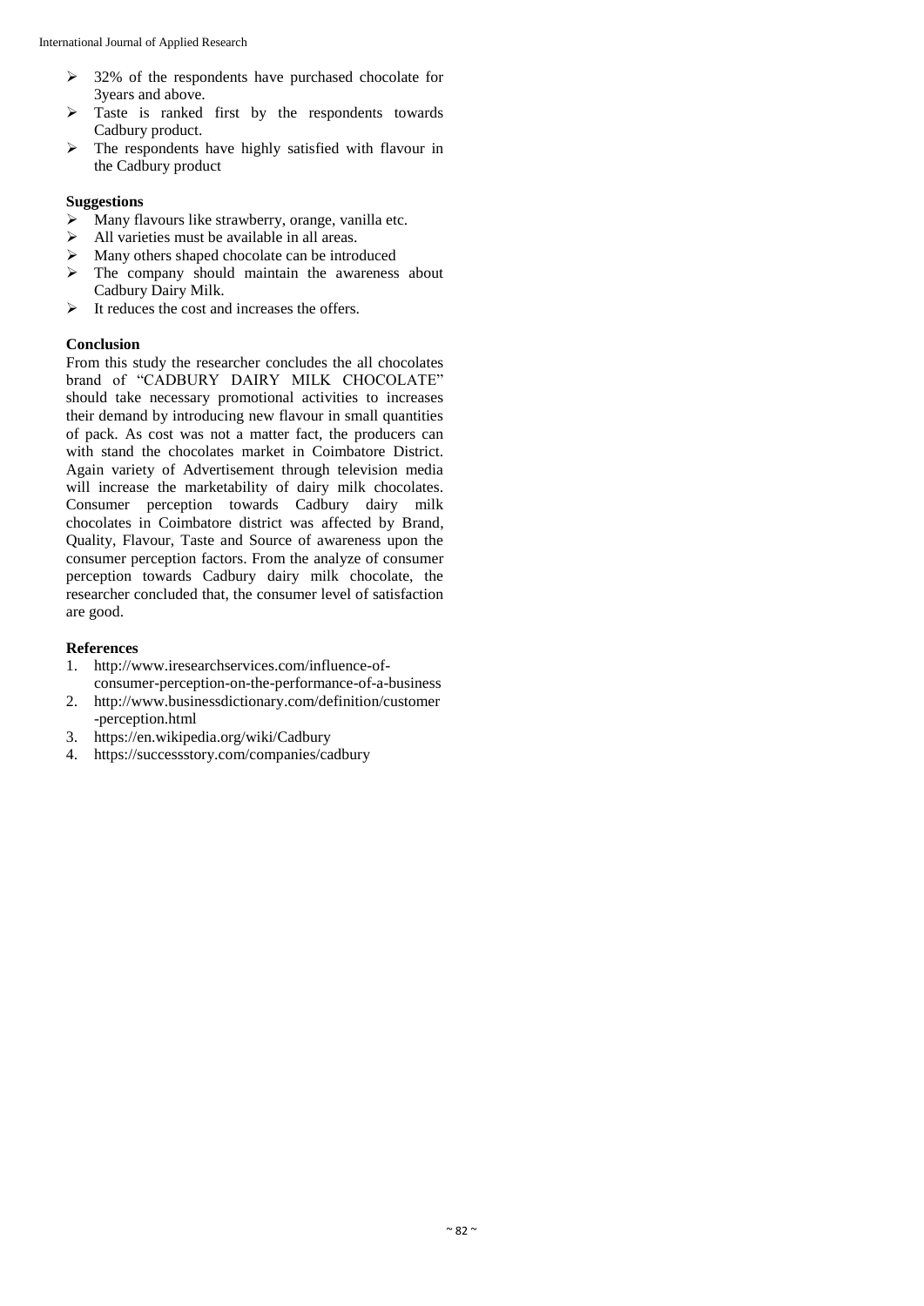- 32% of the respondents have purchased chocolate for 3years and above.
- Taste is ranked first by the respondents towards Cadbury product.
- The respondents have highly satisfied with flavour in the Cadbury product

**Suggestions**

- Many flavours like strawberry, orange, vanilla etc.
- All varieties must be available in all areas.
- Many others shaped chocolate can be introduced
- The company should maintain the awareness about Cadbury Dairy Milk.
- It reduces the cost and increases the offers.

**Conclusion**

From this study the researcher concludes the all chocolates brand of "CADBURY DAIRY MILK CHOCOLATE" should take necessary promotional activities to increases their demand by introducing new flavour in small quantities of pack. As cost was not a matter fact, the producers can with stand the chocolates market in Coimbatore District. Again variety of Advertisement through television media will increase the marketability of dairy milk chocolates. Consumer perception towards Cadbury dairy milk chocolates in Coimbatore district was affected by Brand, Quality, Flavour, Taste and Source of awareness upon the consumer perception factors. From the analyze of consumer perception towards Cadbury dairy milk chocolate, the researcher concluded that, the consumer level of satisfaction are good.

**References**

1. http://www.iresearchservices.com/influence-of-consumer-perception-on-the-performance-of-a-business
2. http://www.businessdictionary.com/definition/customer-perception.html
3. https://en.wikipedia.org/wiki/Cadbury
4. https://successstory.com/companies/cadbury